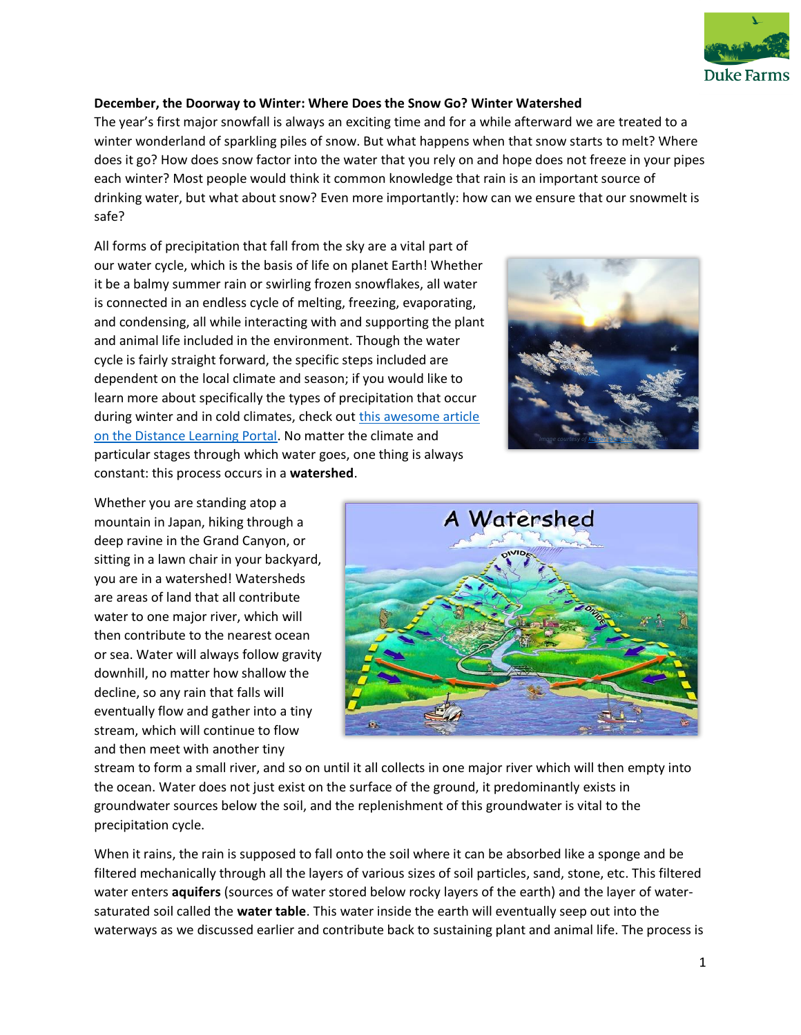**December, the Doorway to Winter: Where Does the Snow Go? Winter Watershed**

The year's first major snowfall is always an exciting time and for a while afterward we are treated to a winter wonderland of sparkling piles of snow. But what happens when that snow starts to melt? Where does it go? How does snow factor into the water that you rely on and hope does not freeze in your pipes each winter? Most people would think it common knowledge that rain is an important source of drinking water, but what about snow? Even more importantly: how can we ensure that our snowmelt is safe?

All forms of precipitation that fall from the sky are a vital part of our water cycle, which is the basis of life on planet Earth! Whether it be a balmy summer rain or swirling frozen snowflakes, all water is connected in an endless cycle of melting, freezing, evaporating, and condensing, all while interacting with and supporting the plant and animal life included in the environment. Though the water cycle is fairly straight forward, the specific steps included are dependent on the local climate and season; if you would like to learn more about specifically the types of precipitation that occur during winter and in cold climates, check out this awesome article on the Distance Learning Portal. No matter the climate and particular stages through which water goes, one thing is always constant: this process occurs in a **watershed**.

Whether you are standing atop a mountain in Japan, hiking through a deep ravine in the Grand Canyon, or sitting in a lawn chair in your backyard, you are in a watershed! Watersheds are areas of land that all contribute water to one major river, which will then contribute to the nearest ocean or sea. Water will always follow gravity downhill, no matter how shallow the decline, so any rain that falls will eventually flow and gather into a tiny stream, which will continue to flow and then meet with another tiny stream to form a small river, and so on until it all collects in one major river which will then empty into the ocean. Water does not just exist on the surface of the ground, it predominantly exists in groundwater sources below the soil, and the replenishment of this groundwater is vital to the precipitation cycle.

When it rains, the rain is supposed to fall onto the soil where it can be absorbed like a sponge and be filtered mechanically through all the layers of various sizes of soil particles, sand, stone, etc. This filtered water enters **aquifers** (sources of water stored below rocky layers of the earth) and the layer of water-saturated soil called the **water table**. This water inside the earth will eventually seep out into the waterways as we discussed earlier and contribute back to sustaining plant and animal life. The process is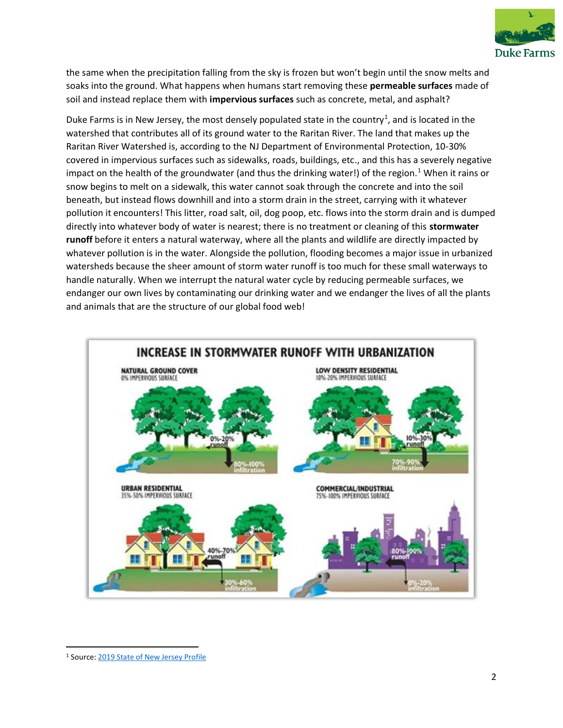the same when the precipitation falling from the sky is frozen but won't begin until the snow melts and soaks into the ground. What happens when humans start removing these **permeable surfaces** made of soil and instead replace them with **impervious surfaces** such as concrete, metal, and asphalt?

Duke Farms is in New Jersey, the most densely populated state in the country[1], and is located in the watershed that contributes all of its ground water to the Raritan River. The land that makes up the Raritan River Watershed is, according to the NJ Department of Environmental Protection, 10-30% covered in impervious surfaces such as sidewalks, roads, buildings, etc., and this has a severely negative impact on the health of the groundwater (and thus the drinking water!) of the region.[1] When it rains or snow begins to melt on a sidewalk, this water cannot soak through the concrete and into the soil beneath, but instead flows downhill and into a storm drain in the street, carrying with it whatever pollution it encounters! This litter, road salt, oil, dog poop, etc. flows into the storm drain and is dumped directly into whatever body of water is nearest; there is no treatment or cleaning of this **stormwater runoff** before it enters a natural waterway, where all the plants and wildlife are directly impacted by whatever pollution is in the water. Alongside the pollution, flooding becomes a major issue in urbanized watersheds because the sheer amount of storm water runoff is too much for these small waterways to handle naturally. When we interrupt the natural water cycle by reducing permeable surfaces, we endanger our own lives by contaminating our drinking water and we endanger the lives of all the plants and animals that are the structure of our global food web!

**INCREASE IN STORMWATER RUNOFF WITH URBANIZATION**

**NATURAL GROUND COVER**
0% IMPERVIOUS SURFACE
0%-20% runoff
80%-100% infiltration

**LOW DENSITY RESIDENTIAL**
10%-20% IMPERVIOUS SURFACE
10%-30% runoff
70%-90% infiltration

**URBAN RESIDENTIAL**
35%-50% IMPERVIOUS SURFACE
40%-70% runoff
30%-60% infiltration

**COMMERCIAL/INDUSTRIAL**
75%-100% IMPERVIOUS SURFACE
80%-100% runoff
0%-20% infiltration

---

[1] Source: 2019 State of New Jersey Profile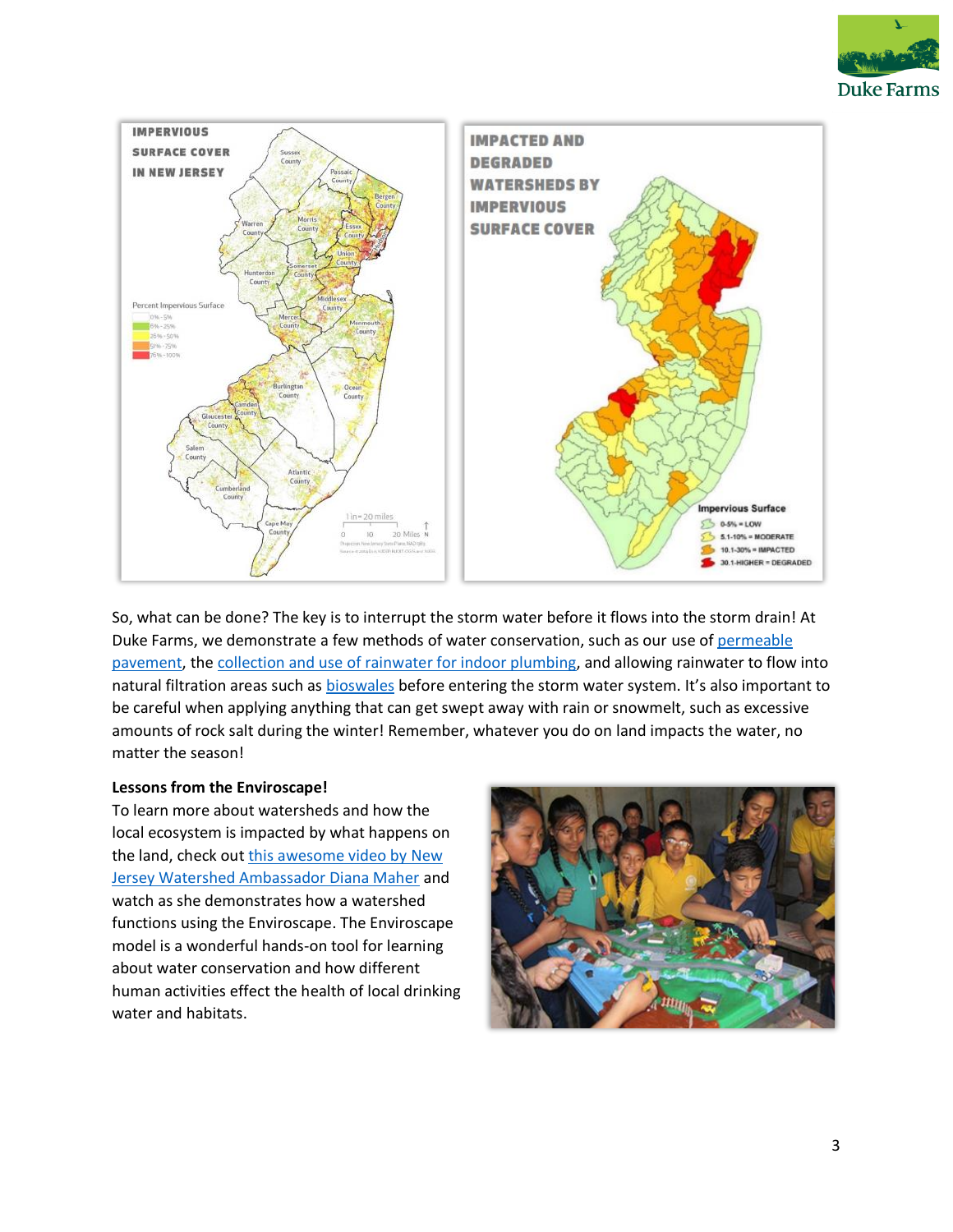So, what can be done? The key is to interrupt the storm water before it flows into the storm drain! At Duke Farms, we demonstrate a few methods of water conservation, such as our use of permeable pavement, the collection and use of rainwater for indoor plumbing, and allowing rainwater to flow into natural filtration areas such as bioswales before entering the storm water system. It's also important to be careful when applying anything that can get swept away with rain or snowmelt, such as excessive amounts of rock salt during the winter! Remember, whatever you do on land impacts the water, no matter the season!

**Lessons from the Enviroscape!**

To learn more about watersheds and how the local ecosystem is impacted by what happens on the land, check out this awesome video by New Jersey Watershed Ambassador Diana Maher and watch as she demonstrates how a watershed functions using the Enviroscape. The Enviroscape model is a wonderful hands-on tool for learning about water conservation and how different human activities effect the health of local drinking water and habitats.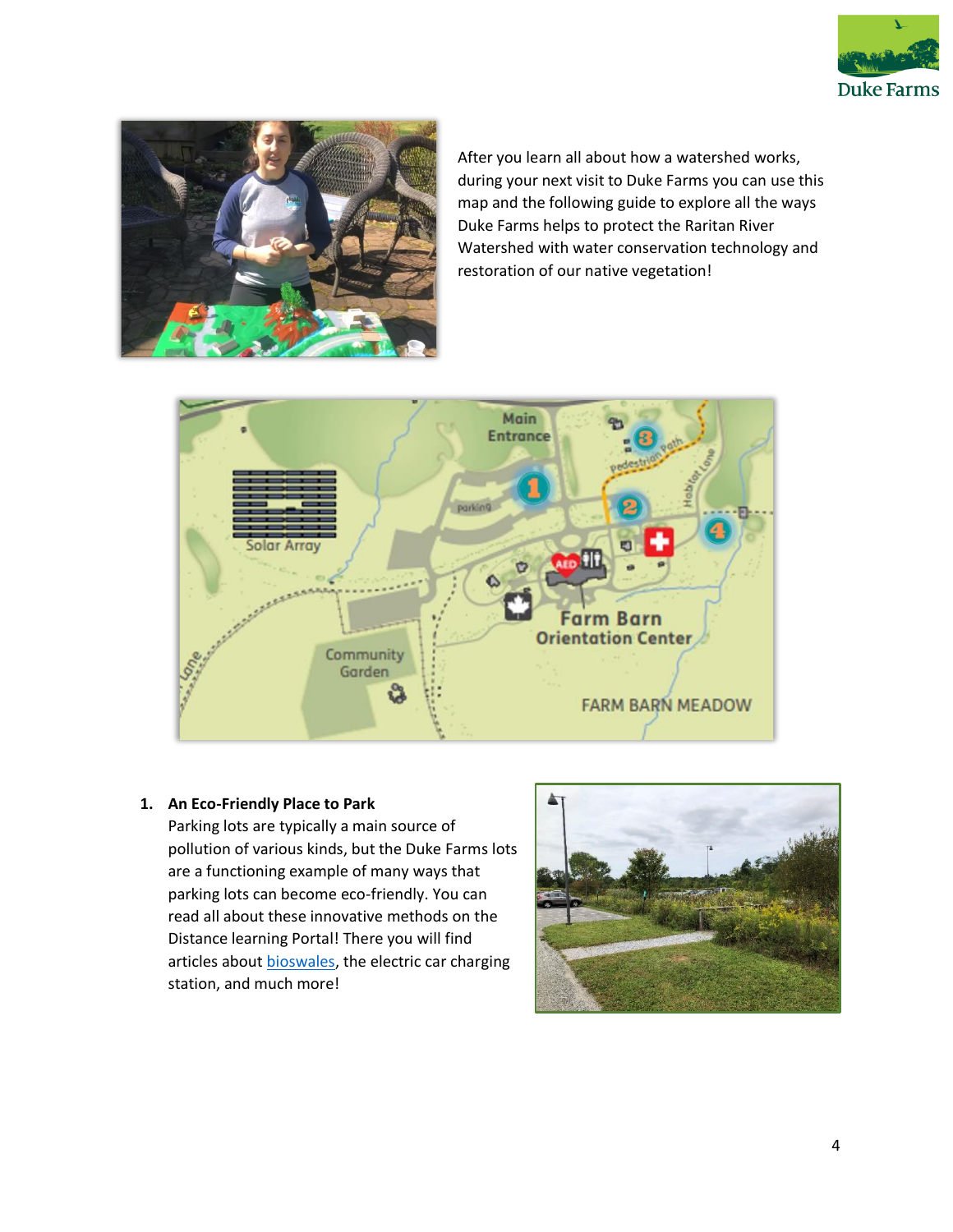After you learn all about how a watershed works, during your next visit to Duke Farms you can use this map and the following guide to explore all the ways Duke Farms helps to protect the Raritan River Watershed with water conservation technology and restoration of our native vegetation!

1. **An Eco-Friendly Place to Park**
   Parking lots are typically a main source of pollution of various kinds, but the Duke Farms lots are a functioning example of many ways that parking lots can become eco-friendly. You can read all about these innovative methods on the Distance learning Portal! There you will find articles about bioswales, the electric car charging station, and much more!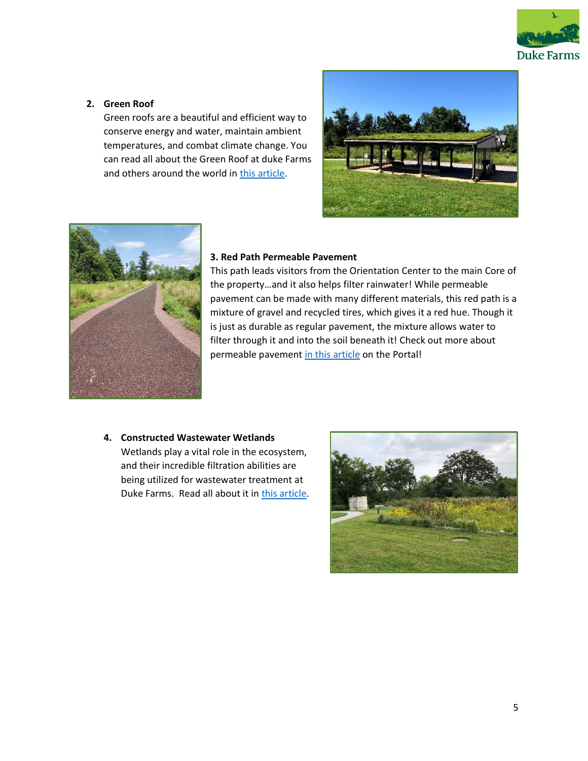2. **Green Roof**
   Green roofs are a beautiful and efficient way to conserve energy and water, maintain ambient temperatures, and combat climate change. You can read all about the Green Roof at duke Farms and others around the world in this article.

3. **Red Path Permeable Pavement**
   This path leads visitors from the Orientation Center to the main Core of the property…and it also helps filter rainwater! While permeable pavement can be made with many different materials, this red path is a mixture of gravel and recycled tires, which gives it a red hue. Though it is just as durable as regular pavement, the mixture allows water to filter through it and into the soil beneath it! Check out more about permeable pavement in this article on the Portal!

4. **Constructed Wastewater Wetlands**
   Wetlands play a vital role in the ecosystem, and their incredible filtration abilities are being utilized for wastewater treatment at Duke Farms. Read all about it in this article.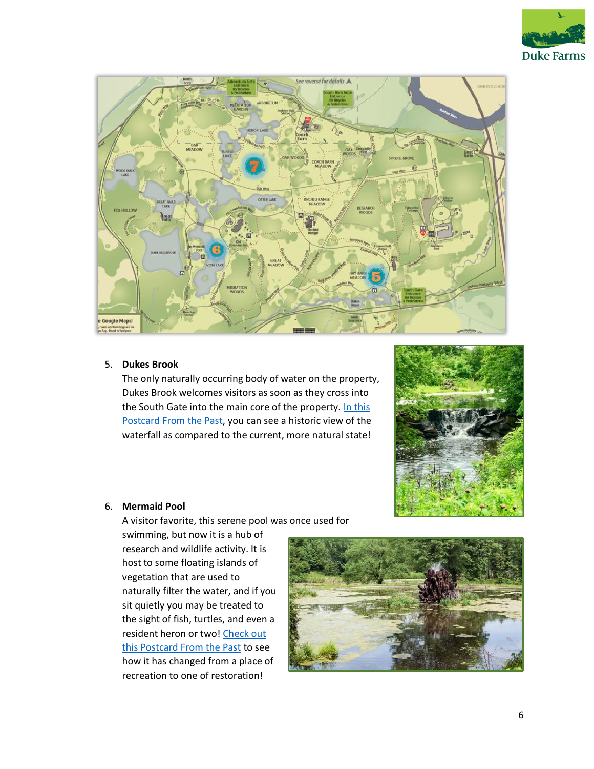5. **Dukes Brook**

   The only naturally occurring body of water on the property, Dukes Brook welcomes visitors as soon as they cross into the South Gate into the main core of the property. In this Postcard From the Past, you can see a historic view of the waterfall as compared to the current, more natural state!

6. **Mermaid Pool**

   A visitor favorite, this serene pool was once used for swimming, but now it is a hub of research and wildlife activity. It is host to some floating islands of vegetation that are used to naturally filter the water, and if you sit quietly you may be treated to the sight of fish, turtles, and even a resident heron or two! Check out this Postcard From the Past to see how it has changed from a place of recreation to one of restoration!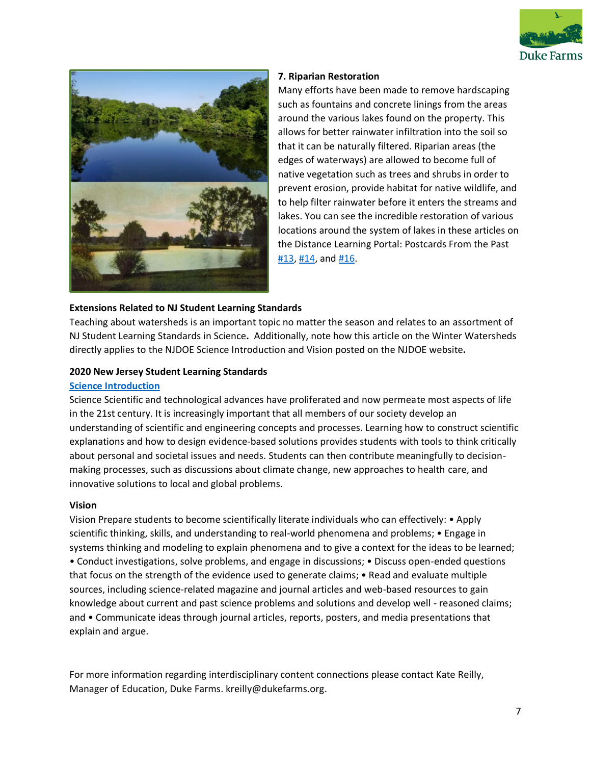**7. Riparian Restoration**

Many efforts have been made to remove hardscaping such as fountains and concrete linings from the areas around the various lakes found on the property. This allows for better rainwater infiltration into the soil so that it can be naturally filtered. Riparian areas (the edges of waterways) are allowed to become full of native vegetation such as trees and shrubs in order to prevent erosion, provide habitat for native wildlife, and to help filter rainwater before it enters the streams and lakes. You can see the incredible restoration of various locations around the system of lakes in these articles on the Distance Learning Portal: Postcards From the Past #13, #14, and #16.

**Extensions Related to NJ Student Learning Standards**

Teaching about watersheds is an important topic no matter the season and relates to an assortment of NJ Student Learning Standards in Science**.** Additionally, note how this article on the Winter Watersheds directly applies to the NJDOE Science Introduction and Vision posted on the NJDOE website**.**

**2020 New Jersey Student Learning Standards**

**Science Introduction**

Science Scientific and technological advances have proliferated and now permeate most aspects of life in the 21st century. It is increasingly important that all members of our society develop an understanding of scientific and engineering concepts and processes. Learning how to construct scientific explanations and how to design evidence-based solutions provides students with tools to think critically about personal and societal issues and needs. Students can then contribute meaningfully to decision-making processes, such as discussions about climate change, new approaches to health care, and innovative solutions to local and global problems.

**Vision**

Vision Prepare students to become scientifically literate individuals who can effectively: • Apply scientific thinking, skills, and understanding to real-world phenomena and problems; • Engage in systems thinking and modeling to explain phenomena and to give a context for the ideas to be learned; • Conduct investigations, solve problems, and engage in discussions; • Discuss open-ended questions that focus on the strength of the evidence used to generate claims; • Read and evaluate multiple sources, including science-related magazine and journal articles and web-based resources to gain knowledge about current and past science problems and solutions and develop well - reasoned claims; and • Communicate ideas through journal articles, reports, posters, and media presentations that explain and argue.

For more information regarding interdisciplinary content connections please contact Kate Reilly, Manager of Education, Duke Farms. kreilly@dukefarms.org.